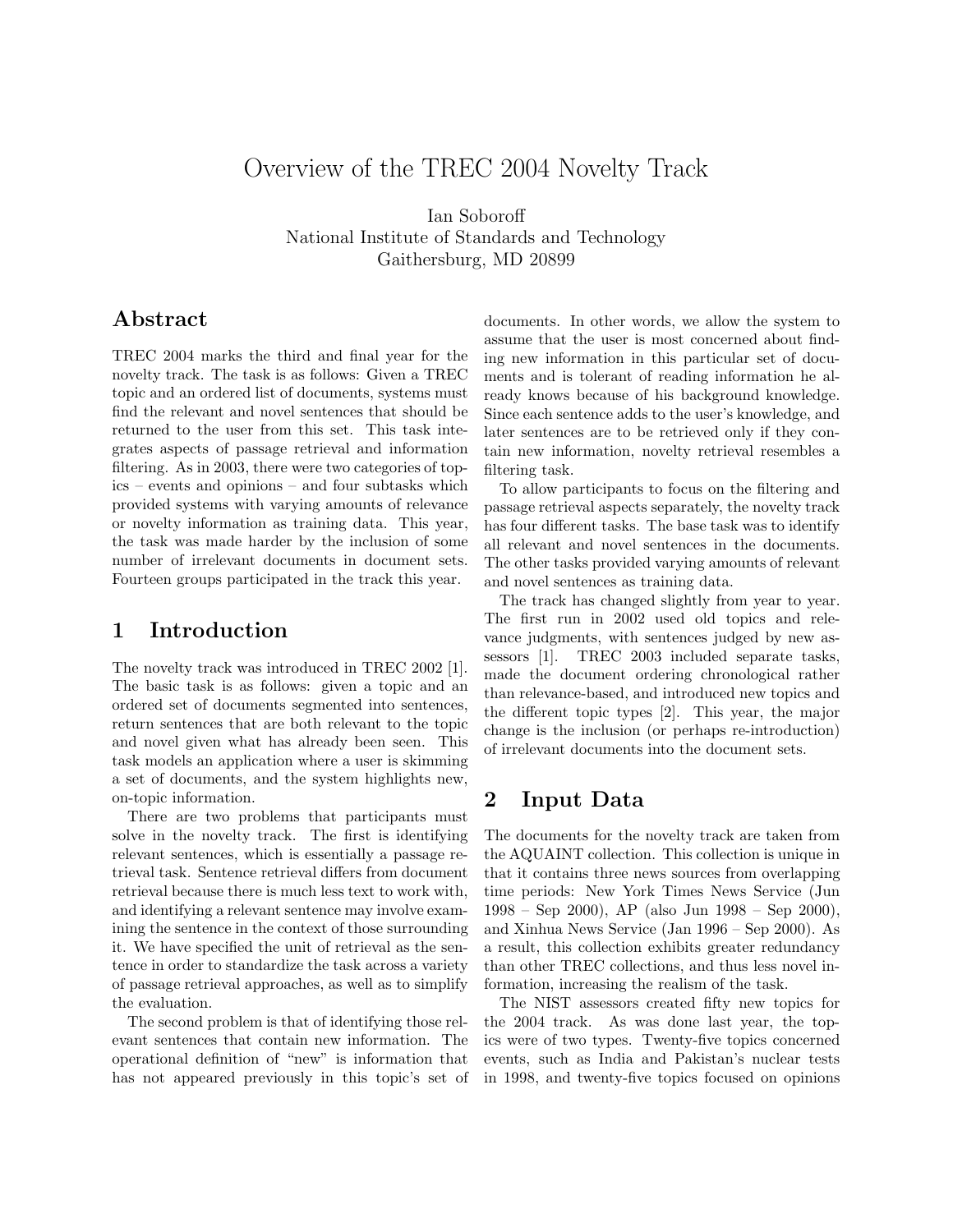# Overview of the TREC 2004 Novelty Track

Ian Soboroff
National Institute of Standards and Technology
Gaithersburg, MD 20899

## Abstract

TREC 2004 marks the third and final year for the novelty track. The task is as follows: Given a TREC topic and an ordered list of documents, systems must find the relevant and novel sentences that should be returned to the user from this set. This task integrates aspects of passage retrieval and information filtering. As in 2003, there were two categories of topics – events and opinions – and four subtasks which provided systems with varying amounts of relevance or novelty information as training data. This year, the task was made harder by the inclusion of some number of irrelevant documents in document sets. Fourteen groups participated in the track this year.

## 1 Introduction

The novelty track was introduced in TREC 2002 [1]. The basic task is as follows: given a topic and an ordered set of documents segmented into sentences, return sentences that are both relevant to the topic and novel given what has already been seen. This task models an application where a user is skimming a set of documents, and the system highlights new, on-topic information.

There are two problems that participants must solve in the novelty track. The first is identifying relevant sentences, which is essentially a passage retrieval task. Sentence retrieval differs from document retrieval because there is much less text to work with, and identifying a relevant sentence may involve examining the sentence in the context of those surrounding it. We have specified the unit of retrieval as the sentence in order to standardize the task across a variety of passage retrieval approaches, as well as to simplify the evaluation.

The second problem is that of identifying those relevant sentences that contain new information. The operational definition of "new" is information that has not appeared previously in this topic's set of documents. In other words, we allow the system to assume that the user is most concerned about finding new information in this particular set of documents and is tolerant of reading information he already knows because of his background knowledge. Since each sentence adds to the user's knowledge, and later sentences are to be retrieved only if they contain new information, novelty retrieval resembles a filtering task.

To allow participants to focus on the filtering and passage retrieval aspects separately, the novelty track has four different tasks. The base task was to identify all relevant and novel sentences in the documents. The other tasks provided varying amounts of relevant and novel sentences as training data.

The track has changed slightly from year to year. The first run in 2002 used old topics and relevance judgments, with sentences judged by new assessors [1]. TREC 2003 included separate tasks, made the document ordering chronological rather than relevance-based, and introduced new topics and the different topic types [2]. This year, the major change is the inclusion (or perhaps re-introduction) of irrelevant documents into the document sets.

## 2 Input Data

The documents for the novelty track are taken from the AQUAINT collection. This collection is unique in that it contains three news sources from overlapping time periods: New York Times News Service (Jun 1998 – Sep 2000), AP (also Jun 1998 – Sep 2000), and Xinhua News Service (Jan 1996 – Sep 2000). As a result, this collection exhibits greater redundancy than other TREC collections, and thus less novel information, increasing the realism of the task.

The NIST assessors created fifty new topics for the 2004 track. As was done last year, the topics were of two types. Twenty-five topics concerned events, such as India and Pakistan's nuclear tests in 1998, and twenty-five topics focused on opinions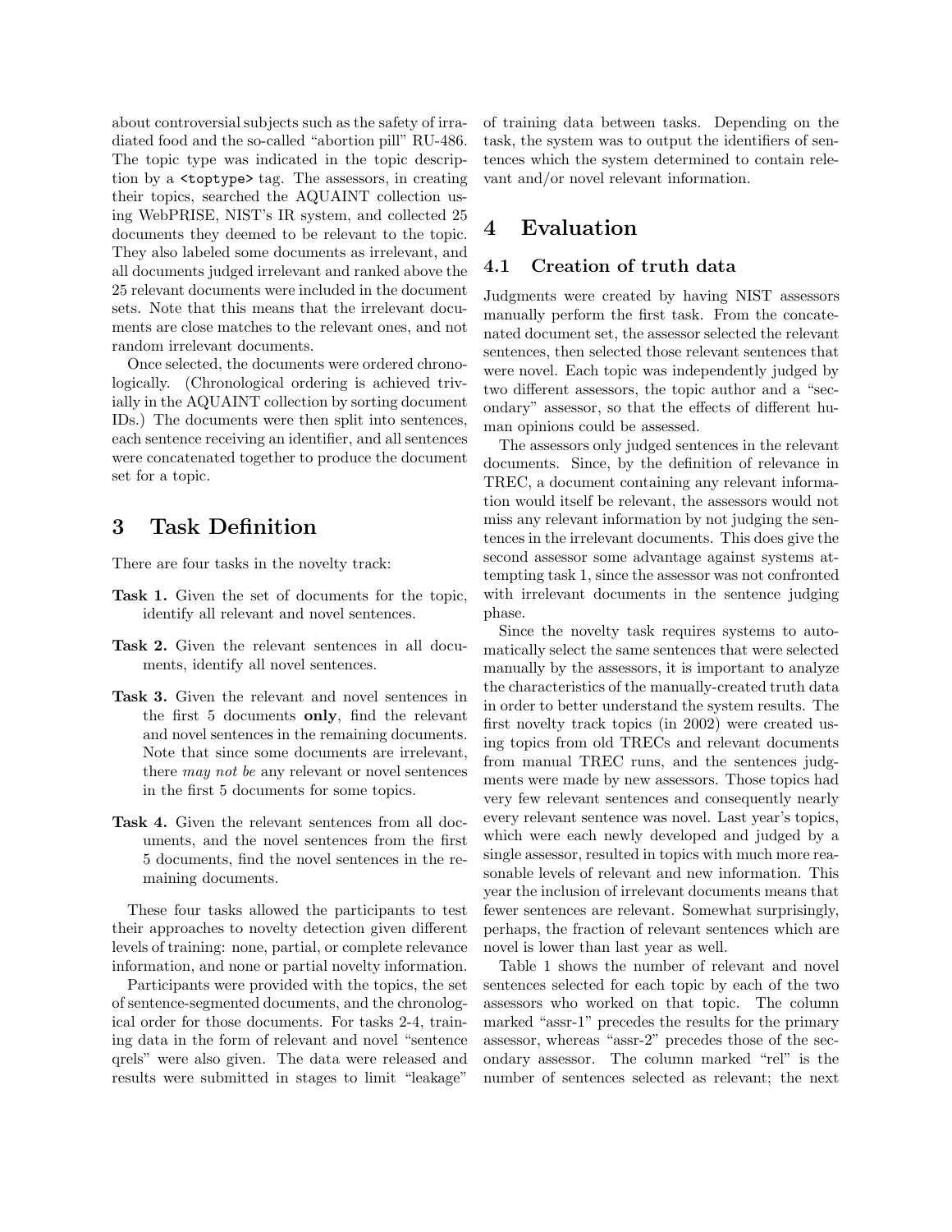about controversial subjects such as the safety of irradiated food and the so-called "abortion pill" RU-486. The topic type was indicated in the topic description by a <toptype> tag. The assessors, in creating their topics, searched the AQUAINT collection using WebPRISE, NIST's IR system, and collected 25 documents they deemed to be relevant to the topic. They also labeled some documents as irrelevant, and all documents judged irrelevant and ranked above the 25 relevant documents were included in the document sets. Note that this means that the irrelevant documents are close matches to the relevant ones, and not random irrelevant documents.

Once selected, the documents were ordered chronologically. (Chronological ordering is achieved trivially in the AQUAINT collection by sorting document IDs.) The documents were then split into sentences, each sentence receiving an identifier, and all sentences were concatenated together to produce the document set for a topic.

# 3 Task Definition

There are four tasks in the novelty track:

**Task 1.** Given the set of documents for the topic, identify all relevant and novel sentences.

**Task 2.** Given the relevant sentences in all documents, identify all novel sentences.

**Task 3.** Given the relevant and novel sentences in the first 5 documents **only**, find the relevant and novel sentences in the remaining documents. Note that since some documents are irrelevant, there *may not be* any relevant or novel sentences in the first 5 documents for some topics.

**Task 4.** Given the relevant sentences from all documents, and the novel sentences from the first 5 documents, find the novel sentences in the remaining documents.

These four tasks allowed the participants to test their approaches to novelty detection given different levels of training: none, partial, or complete relevance information, and none or partial novelty information.

Participants were provided with the topics, the set of sentence-segmented documents, and the chronological order for those documents. For tasks 2-4, training data in the form of relevant and novel "sentence qrels" were also given. The data were released and results were submitted in stages to limit "leakage" of training data between tasks. Depending on the task, the system was to output the identifiers of sentences which the system determined to contain relevant and/or novel relevant information.

# 4 Evaluation

## 4.1 Creation of truth data

Judgments were created by having NIST assessors manually perform the first task. From the concatenated document set, the assessor selected the relevant sentences, then selected those relevant sentences that were novel. Each topic was independently judged by two different assessors, the topic author and a "secondary" assessor, so that the effects of different human opinions could be assessed.

The assessors only judged sentences in the relevant documents. Since, by the definition of relevance in TREC, a document containing any relevant information would itself be relevant, the assessors would not miss any relevant information by not judging the sentences in the irrelevant documents. This does give the second assessor some advantage against systems attempting task 1, since the assessor was not confronted with irrelevant documents in the sentence judging phase.

Since the novelty task requires systems to automatically select the same sentences that were selected manually by the assessors, it is important to analyze the characteristics of the manually-created truth data in order to better understand the system results. The first novelty track topics (in 2002) were created using topics from old TRECs and relevant documents from manual TREC runs, and the sentences judgments were made by new assessors. Those topics had very few relevant sentences and consequently nearly every relevant sentence was novel. Last year's topics, which were each newly developed and judged by a single assessor, resulted in topics with much more reasonable levels of relevant and new information. This year the inclusion of irrelevant documents means that fewer sentences are relevant. Somewhat surprisingly, perhaps, the fraction of relevant sentences which are novel is lower than last year as well.

Table 1 shows the number of relevant and novel sentences selected for each topic by each of the two assessors who worked on that topic. The column marked "assr-1" precedes the results for the primary assessor, whereas "assr-2" precedes those of the secondary assessor. The column marked "rel" is the number of sentences selected as relevant; the next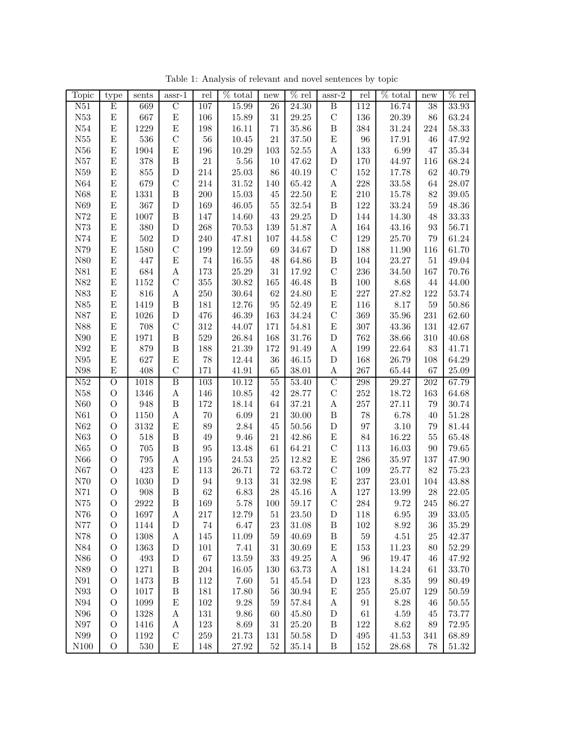Table 1: Analysis of relevant and novel sentences by topic

| Topic | type | sents | assr-1 | rel | % total | new | % rel | assr-2 | rel | % total | new | % rel |
|---|---|---|---|---|---|---|---|---|---|---|---|---|
| N51 | E | 669 | C | 107 | 15.99 | 26 | 24.30 | B | 112 | 16.74 | 38 | 33.93 |
| N53 | E | 667 | E | 106 | 15.89 | 31 | 29.25 | C | 136 | 20.39 | 86 | 63.24 |
| N54 | E | 1229 | E | 198 | 16.11 | 71 | 35.86 | B | 384 | 31.24 | 224 | 58.33 |
| N55 | E | 536 | C | 56 | 10.45 | 21 | 37.50 | E | 96 | 17.91 | 46 | 47.92 |
| N56 | E | 1904 | E | 196 | 10.29 | 103 | 52.55 | A | 133 | 6.99 | 47 | 35.34 |
| N57 | E | 378 | B | 21 | 5.56 | 10 | 47.62 | D | 170 | 44.97 | 116 | 68.24 |
| N59 | E | 855 | D | 214 | 25.03 | 86 | 40.19 | C | 152 | 17.78 | 62 | 40.79 |
| N64 | E | 679 | C | 214 | 31.52 | 140 | 65.42 | A | 228 | 33.58 | 64 | 28.07 |
| N68 | E | 1331 | B | 200 | 15.03 | 45 | 22.50 | E | 210 | 15.78 | 82 | 39.05 |
| N69 | E | 367 | D | 169 | 46.05 | 55 | 32.54 | B | 122 | 33.24 | 59 | 48.36 |
| N72 | E | 1007 | B | 147 | 14.60 | 43 | 29.25 | D | 144 | 14.30 | 48 | 33.33 |
| N73 | E | 380 | D | 268 | 70.53 | 139 | 51.87 | A | 164 | 43.16 | 93 | 56.71 |
| N74 | E | 502 | D | 240 | 47.81 | 107 | 44.58 | C | 129 | 25.70 | 79 | 61.24 |
| N79 | E | 1580 | C | 199 | 12.59 | 69 | 34.67 | D | 188 | 11.90 | 116 | 61.70 |
| N80 | E | 447 | E | 74 | 16.55 | 48 | 64.86 | B | 104 | 23.27 | 51 | 49.04 |
| N81 | E | 684 | A | 173 | 25.29 | 31 | 17.92 | C | 236 | 34.50 | 167 | 70.76 |
| N82 | E | 1152 | C | 355 | 30.82 | 165 | 46.48 | B | 100 | 8.68 | 44 | 44.00 |
| N83 | E | 816 | A | 250 | 30.64 | 62 | 24.80 | E | 227 | 27.82 | 122 | 53.74 |
| N85 | E | 1419 | B | 181 | 12.76 | 95 | 52.49 | E | 116 | 8.17 | 59 | 50.86 |
| N87 | E | 1026 | D | 476 | 46.39 | 163 | 34.24 | C | 369 | 35.96 | 231 | 62.60 |
| N88 | E | 708 | C | 312 | 44.07 | 171 | 54.81 | E | 307 | 43.36 | 131 | 42.67 |
| N90 | E | 1971 | B | 529 | 26.84 | 168 | 31.76 | D | 762 | 38.66 | 310 | 40.68 |
| N92 | E | 879 | B | 188 | 21.39 | 172 | 91.49 | A | 199 | 22.64 | 83 | 41.71 |
| N95 | E | 627 | E | 78 | 12.44 | 36 | 46.15 | D | 168 | 26.79 | 108 | 64.29 |
| N98 | E | 408 | C | 171 | 41.91 | 65 | 38.01 | A | 267 | 65.44 | 67 | 25.09 |
| N52 | O | 1018 | B | 103 | 10.12 | 55 | 53.40 | C | 298 | 29.27 | 202 | 67.79 |
| N58 | O | 1346 | A | 146 | 10.85 | 42 | 28.77 | C | 252 | 18.72 | 163 | 64.68 |
| N60 | O | 948 | B | 172 | 18.14 | 64 | 37.21 | A | 257 | 27.11 | 79 | 30.74 |
| N61 | O | 1150 | A | 70 | 6.09 | 21 | 30.00 | B | 78 | 6.78 | 40 | 51.28 |
| N62 | O | 3132 | E | 89 | 2.84 | 45 | 50.56 | D | 97 | 3.10 | 79 | 81.44 |
| N63 | O | 518 | B | 49 | 9.46 | 21 | 42.86 | E | 84 | 16.22 | 55 | 65.48 |
| N65 | O | 705 | B | 95 | 13.48 | 61 | 64.21 | C | 113 | 16.03 | 90 | 79.65 |
| N66 | O | 795 | A | 195 | 24.53 | 25 | 12.82 | E | 286 | 35.97 | 137 | 47.90 |
| N67 | O | 423 | E | 113 | 26.71 | 72 | 63.72 | C | 109 | 25.77 | 82 | 75.23 |
| N70 | O | 1030 | D | 94 | 9.13 | 31 | 32.98 | E | 237 | 23.01 | 104 | 43.88 |
| N71 | O | 908 | B | 62 | 6.83 | 28 | 45.16 | A | 127 | 13.99 | 28 | 22.05 |
| N75 | O | 2922 | B | 169 | 5.78 | 100 | 59.17 | C | 284 | 9.72 | 245 | 86.27 |
| N76 | O | 1697 | A | 217 | 12.79 | 51 | 23.50 | D | 118 | 6.95 | 39 | 33.05 |
| N77 | O | 1144 | D | 74 | 6.47 | 23 | 31.08 | B | 102 | 8.92 | 36 | 35.29 |
| N78 | O | 1308 | A | 145 | 11.09 | 59 | 40.69 | B | 59 | 4.51 | 25 | 42.37 |
| N84 | O | 1363 | D | 101 | 7.41 | 31 | 30.69 | E | 153 | 11.23 | 80 | 52.29 |
| N86 | O | 493 | D | 67 | 13.59 | 33 | 49.25 | A | 96 | 19.47 | 46 | 47.92 |
| N89 | O | 1271 | B | 204 | 16.05 | 130 | 63.73 | A | 181 | 14.24 | 61 | 33.70 |
| N91 | O | 1473 | B | 112 | 7.60 | 51 | 45.54 | D | 123 | 8.35 | 99 | 80.49 |
| N93 | O | 1017 | B | 181 | 17.80 | 56 | 30.94 | E | 255 | 25.07 | 129 | 50.59 |
| N94 | O | 1099 | E | 102 | 9.28 | 59 | 57.84 | A | 91 | 8.28 | 46 | 50.55 |
| N96 | O | 1328 | A | 131 | 9.86 | 60 | 45.80 | D | 61 | 4.59 | 45 | 73.77 |
| N97 | O | 1416 | A | 123 | 8.69 | 31 | 25.20 | B | 122 | 8.62 | 89 | 72.95 |
| N99 | O | 1192 | C | 259 | 21.73 | 131 | 50.58 | D | 495 | 41.53 | 341 | 68.89 |
| N100 | O | 530 | E | 148 | 27.92 | 52 | 35.14 | B | 152 | 28.68 | 78 | 51.32 |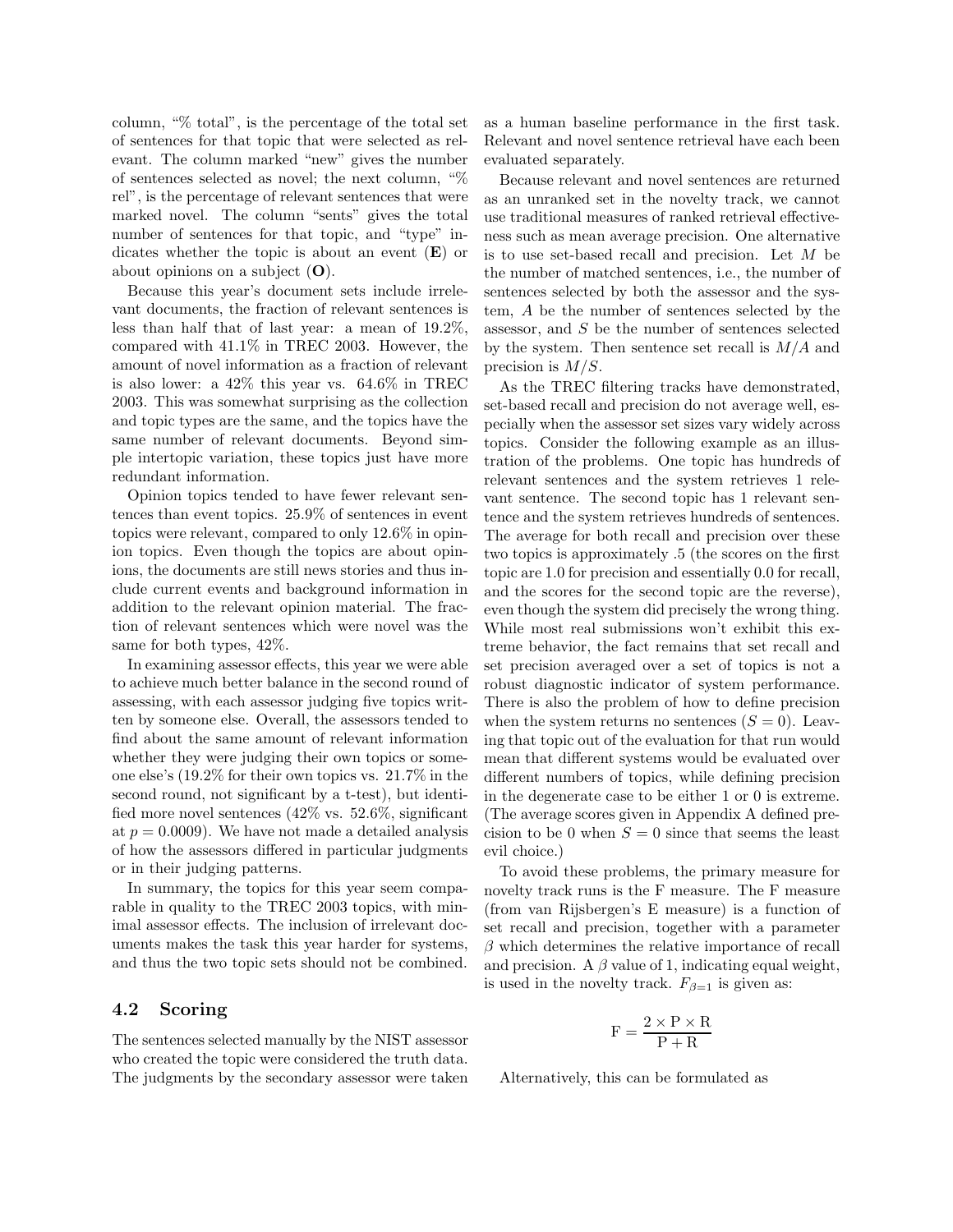column, "% total", is the percentage of the total set of sentences for that topic that were selected as relevant. The column marked "new" gives the number of sentences selected as novel; the next column, "% rel", is the percentage of relevant sentences that were marked novel. The column "sents" gives the total number of sentences for that topic, and "type" indicates whether the topic is about an event (**E**) or about opinions on a subject (**O**).

Because this year's document sets include irrelevant documents, the fraction of relevant sentences is less than half that of last year: a mean of 19.2%, compared with 41.1% in TREC 2003. However, the amount of novel information as a fraction of relevant is also lower: a 42% this year vs. 64.6% in TREC 2003. This was somewhat surprising as the collection and topic types are the same, and the topics have the same number of relevant documents. Beyond simple intertopic variation, these topics just have more redundant information.

Opinion topics tended to have fewer relevant sentences than event topics. 25.9% of sentences in event topics were relevant, compared to only 12.6% in opinion topics. Even though the topics are about opinions, the documents are still news stories and thus include current events and background information in addition to the relevant opinion material. The fraction of relevant sentences which were novel was the same for both types, 42%.

In examining assessor effects, this year we were able to achieve much better balance in the second round of assessing, with each assessor judging five topics written by someone else. Overall, the assessors tended to find about the same amount of relevant information whether they were judging their own topics or someone else's (19.2% for their own topics vs. 21.7% in the second round, not significant by a t-test), but identified more novel sentences (42% vs. 52.6%, significant at $p = 0.0009$). We have not made a detailed analysis of how the assessors differed in particular judgments or in their judging patterns.

In summary, the topics for this year seem comparable in quality to the TREC 2003 topics, with minimal assessor effects. The inclusion of irrelevant documents makes the task this year harder for systems, and thus the two topic sets should not be combined.

## 4.2 Scoring

The sentences selected manually by the NIST assessor who created the topic were considered the truth data. The judgments by the secondary assessor were taken as a human baseline performance in the first task. Relevant and novel sentence retrieval have each been evaluated separately.

Because relevant and novel sentences are returned as an unranked set in the novelty track, we cannot use traditional measures of ranked retrieval effectiveness such as mean average precision. One alternative is to use set-based recall and precision. Let $M$ be the number of matched sentences, i.e., the number of sentences selected by both the assessor and the system, $A$ be the number of sentences selected by the assessor, and $S$ be the number of sentences selected by the system. Then sentence set recall is $M/A$ and precision is $M/S$.

As the TREC filtering tracks have demonstrated, set-based recall and precision do not average well, especially when the assessor set sizes vary widely across topics. Consider the following example as an illustration of the problems. One topic has hundreds of relevant sentences and the system retrieves 1 relevant sentence. The second topic has 1 relevant sentence and the system retrieves hundreds of sentences. The average for both recall and precision over these two topics is approximately .5 (the scores on the first topic are 1.0 for precision and essentially 0.0 for recall, and the scores for the second topic are the reverse), even though the system did precisely the wrong thing. While most real submissions won't exhibit this extreme behavior, the fact remains that set recall and set precision averaged over a set of topics is not a robust diagnostic indicator of system performance. There is also the problem of how to define precision when the system returns no sentences ($S = 0$). Leaving that topic out of the evaluation for that run would mean that different systems would be evaluated over different numbers of topics, while defining precision in the degenerate case to be either 1 or 0 is extreme. (The average scores given in Appendix A defined precision to be 0 when $S = 0$ since that seems the least evil choice.)

To avoid these problems, the primary measure for novelty track runs is the F measure. The F measure (from van Rijsbergen's E measure) is a function of set recall and precision, together with a parameter $\beta$ which determines the relative importance of recall and precision. A $\beta$ value of 1, indicating equal weight, is used in the novelty track. $F_{\beta=1}$ is given as:

$$\mathrm{F} = \frac{2 \times \mathrm{P} \times \mathrm{R}}{\mathrm{P} + \mathrm{R}}$$

Alternatively, this can be formulated as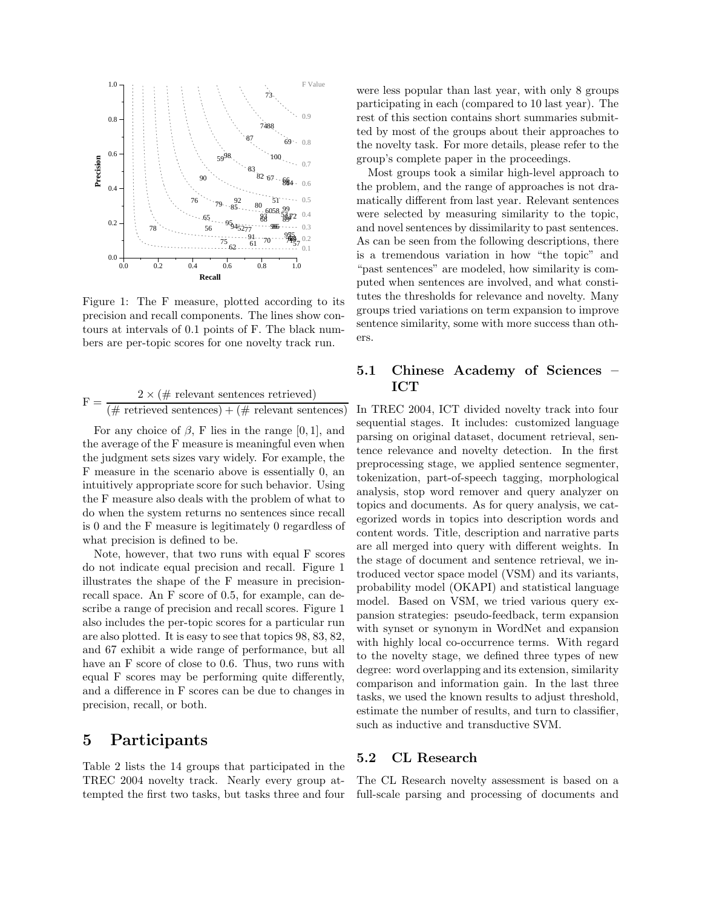Figure 1: The F measure, plotted according to its precision and recall components. The lines show contours at intervals of 0.1 points of F. The black numbers are per-topic scores for one novelty track run.

$$\text{F} = \frac{2 \times (\#\text{ relevant sentences retrieved})}{(\#\text{ retrieved sentences}) + (\#\text{ relevant sentences})}$$

For any choice of $\beta$, F lies in the range $[0, 1]$, and the average of the F measure is meaningful even when the judgment sets sizes vary widely. For example, the F measure in the scenario above is essentially 0, an intuitively appropriate score for such behavior. Using the F measure also deals with the problem of what to do when the system returns no sentences since recall is 0 and the F measure is legitimately 0 regardless of what precision is defined to be.

Note, however, that two runs with equal F scores do not indicate equal precision and recall. Figure 1 illustrates the shape of the F measure in precision-recall space. An F score of 0.5, for example, can describe a range of precision and recall scores. Figure 1 also includes the per-topic scores for a particular run are also plotted. It is easy to see that topics 98, 83, 82, and 67 exhibit a wide range of performance, but all have an F score of close to 0.6. Thus, two runs with equal F scores may be performing quite differently, and a difference in F scores can be due to changes in precision, recall, or both.

# 5 Participants

Table 2 lists the 14 groups that participated in the TREC 2004 novelty track. Nearly every group attempted the first two tasks, but tasks three and four were less popular than last year, with only 8 groups participating in each (compared to 10 last year). The rest of this section contains short summaries submitted by most of the groups about their approaches to the novelty task. For more details, please refer to the group's complete paper in the proceedings.

Most groups took a similar high-level approach to the problem, and the range of approaches is not dramatically different from last year. Relevant sentences were selected by measuring similarity to the topic, and novel sentences by dissimilarity to past sentences. As can be seen from the following descriptions, there is a tremendous variation in how "the topic" and "past sentences" are modeled, how similarity is computed when sentences are involved, and what constitutes the thresholds for relevance and novelty. Many groups tried variations on term expansion to improve sentence similarity, some with more success than others.

## 5.1 Chinese Academy of Sciences – ICT

In TREC 2004, ICT divided novelty track into four sequential stages. It includes: customized language parsing on original dataset, document retrieval, sentence relevance and novelty detection. In the first preprocessing stage, we applied sentence segmenter, tokenization, part-of-speech tagging, morphological analysis, stop word remover and query analyzer on topics and documents. As for query analysis, we categorized words in topics into description words and content words. Title, description and narrative parts are all merged into query with different weights. In the stage of document and sentence retrieval, we introduced vector space model (VSM) and its variants, probability model (OKAPI) and statistical language model. Based on VSM, we tried various query expansion strategies: pseudo-feedback, term expansion with synset or synonym in WordNet and expansion with highly local co-occurrence terms. With regard to the novelty stage, we defined three types of new degree: word overlapping and its extension, similarity comparison and information gain. In the last three tasks, we used the known results to adjust threshold, estimate the number of results, and turn to classifier, such as inductive and transductive SVM.

## 5.2 CL Research

The CL Research novelty assessment is based on a full-scale parsing and processing of documents and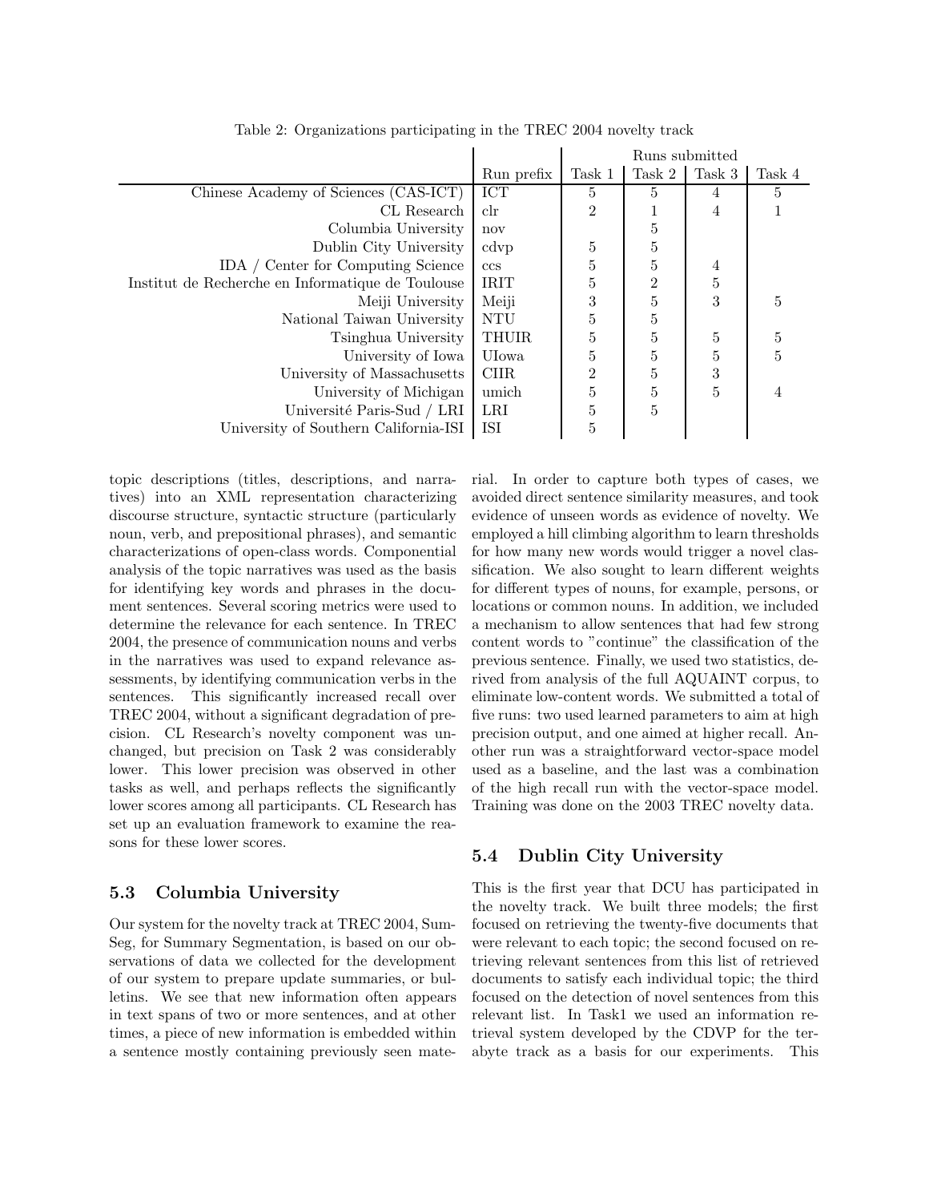Table 2: Organizations participating in the TREC 2004 novelty track

| | | Runs submitted | | | |
|---|---|---|---|---|---|
| | Run prefix | Task 1 | Task 2 | Task 3 | Task 4 |
| Chinese Academy of Sciences (CAS-ICT) | ICT | 5 | 5 | 4 | 5 |
| CL Research | clr | 2 | 1 | 4 | 1 |
| Columbia University | nov | | 5 | | |
| Dublin City University | cdvp | 5 | 5 | | |
| IDA / Center for Computing Science | ccs | 5 | 5 | 4 | |
| Institut de Recherche en Informatique de Toulouse | IRIT | 5 | 2 | 5 | |
| Meiji University | Meiji | 3 | 5 | 3 | 5 |
| National Taiwan University | NTU | 5 | 5 | | |
| Tsinghua University | THUIR | 5 | 5 | 5 | 5 |
| University of Iowa | UIowa | 5 | 5 | 5 | 5 |
| University of Massachusetts | CIIR | 2 | 5 | 3 | |
| University of Michigan | umich | 5 | 5 | 5 | 4 |
| Université Paris-Sud / LRI | LRI | 5 | 5 | | |
| University of Southern California-ISI | ISI | 5 | | | |

topic descriptions (titles, descriptions, and narratives) into an XML representation characterizing discourse structure, syntactic structure (particularly noun, verb, and prepositional phrases), and semantic characterizations of open-class words. Componential analysis of the topic narratives was used as the basis for identifying key words and phrases in the document sentences. Several scoring metrics were used to determine the relevance for each sentence. In TREC 2004, the presence of communication nouns and verbs in the narratives was used to expand relevance assessments, by identifying communication verbs in the sentences. This significantly increased recall over TREC 2004, without a significant degradation of precision. CL Research's novelty component was unchanged, but precision on Task 2 was considerably lower. This lower precision was observed in other tasks as well, and perhaps reflects the significantly lower scores among all participants. CL Research has set up an evaluation framework to examine the reasons for these lower scores.

### 5.3 Columbia University

Our system for the novelty track at TREC 2004, SumSeg, for Summary Segmentation, is based on our observations of data we collected for the development of our system to prepare update summaries, or bulletins. We see that new information often appears in text spans of two or more sentences, and at other times, a piece of new information is embedded within a sentence mostly containing previously seen material. In order to capture both types of cases, we avoided direct sentence similarity measures, and took evidence of unseen words as evidence of novelty. We employed a hill climbing algorithm to learn thresholds for how many new words would trigger a novel classification. We also sought to learn different weights for different types of nouns, for example, persons, or locations or common nouns. In addition, we included a mechanism to allow sentences that had few strong content words to "continue" the classification of the previous sentence. Finally, we used two statistics, derived from analysis of the full AQUAINT corpus, to eliminate low-content words. We submitted a total of five runs: two used learned parameters to aim at high precision output, and one aimed at higher recall. Another run was a straightforward vector-space model used as a baseline, and the last was a combination of the high recall run with the vector-space model. Training was done on the 2003 TREC novelty data.

### 5.4 Dublin City University

This is the first year that DCU has participated in the novelty track. We built three models; the first focused on retrieving the twenty-five documents that were relevant to each topic; the second focused on retrieving relevant sentences from this list of retrieved documents to satisfy each individual topic; the third focused on the detection of novel sentences from this relevant list. In Task1 we used an information retrieval system developed by the CDVP for the terabyte track as a basis for our experiments. This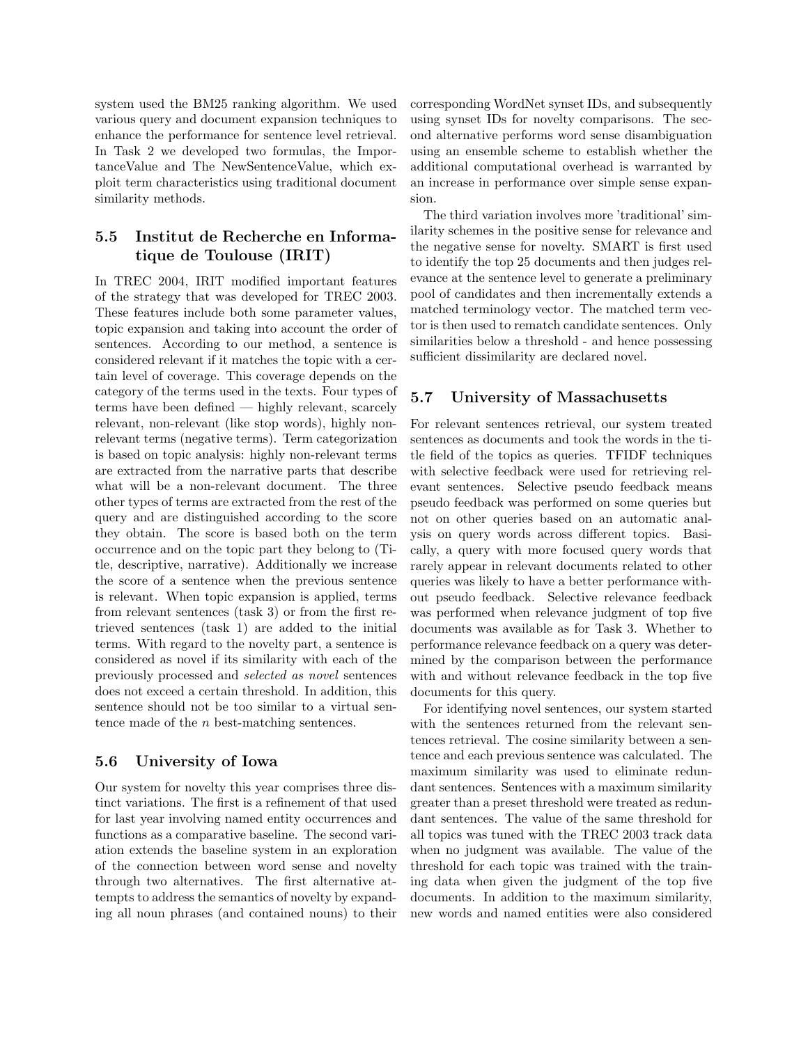system used the BM25 ranking algorithm. We used various query and document expansion techniques to enhance the performance for sentence level retrieval. In Task 2 we developed two formulas, the ImportanceValue and The NewSentenceValue, which exploit term characteristics using traditional document similarity methods.

### 5.5 Institut de Recherche en Informatique de Toulouse (IRIT)

In TREC 2004, IRIT modified important features of the strategy that was developed for TREC 2003. These features include both some parameter values, topic expansion and taking into account the order of sentences. According to our method, a sentence is considered relevant if it matches the topic with a certain level of coverage. This coverage depends on the category of the terms used in the texts. Four types of terms have been defined — highly relevant, scarcely relevant, non-relevant (like stop words), highly non-relevant terms (negative terms). Term categorization is based on topic analysis: highly non-relevant terms are extracted from the narrative parts that describe what will be a non-relevant document. The three other types of terms are extracted from the rest of the query and are distinguished according to the score they obtain. The score is based both on the term occurrence and on the topic part they belong to (Title, descriptive, narrative). Additionally we increase the score of a sentence when the previous sentence is relevant. When topic expansion is applied, terms from relevant sentences (task 3) or from the first retrieved sentences (task 1) are added to the initial terms. With regard to the novelty part, a sentence is considered as novel if its similarity with each of the previously processed and *selected as novel* sentences does not exceed a certain threshold. In addition, this sentence should not be too similar to a virtual sentence made of the $n$ best-matching sentences.

### 5.6 University of Iowa

Our system for novelty this year comprises three distinct variations. The first is a refinement of that used for last year involving named entity occurrences and functions as a comparative baseline. The second variation extends the baseline system in an exploration of the connection between word sense and novelty through two alternatives. The first alternative attempts to address the semantics of novelty by expanding all noun phrases (and contained nouns) to their corresponding WordNet synset IDs, and subsequently using synset IDs for novelty comparisons. The second alternative performs word sense disambiguation using an ensemble scheme to establish whether the additional computational overhead is warranted by an increase in performance over simple sense expansion.

The third variation involves more 'traditional' similarity schemes in the positive sense for relevance and the negative sense for novelty. SMART is first used to identify the top 25 documents and then judges relevance at the sentence level to generate a preliminary pool of candidates and then incrementally extends a matched terminology vector. The matched term vector is then used to rematch candidate sentences. Only similarities below a threshold - and hence possessing sufficient dissimilarity are declared novel.

### 5.7 University of Massachusetts

For relevant sentences retrieval, our system treated sentences as documents and took the words in the title field of the topics as queries. TFIDF techniques with selective feedback were used for retrieving relevant sentences. Selective pseudo feedback means pseudo feedback was performed on some queries but not on other queries based on an automatic analysis on query words across different topics. Basically, a query with more focused query words that rarely appear in relevant documents related to other queries was likely to have a better performance without pseudo feedback. Selective relevance feedback was performed when relevance judgment of top five documents was available as for Task 3. Whether to performance relevance feedback on a query was determined by the comparison between the performance with and without relevance feedback in the top five documents for this query.

For identifying novel sentences, our system started with the sentences returned from the relevant sentences retrieval. The cosine similarity between a sentence and each previous sentence was calculated. The maximum similarity was used to eliminate redundant sentences. Sentences with a maximum similarity greater than a preset threshold were treated as redundant sentences. The value of the same threshold for all topics was tuned with the TREC 2003 track data when no judgment was available. The value of the threshold for each topic was trained with the training data when given the judgment of the top five documents. In addition to the maximum similarity, new words and named entities were also considered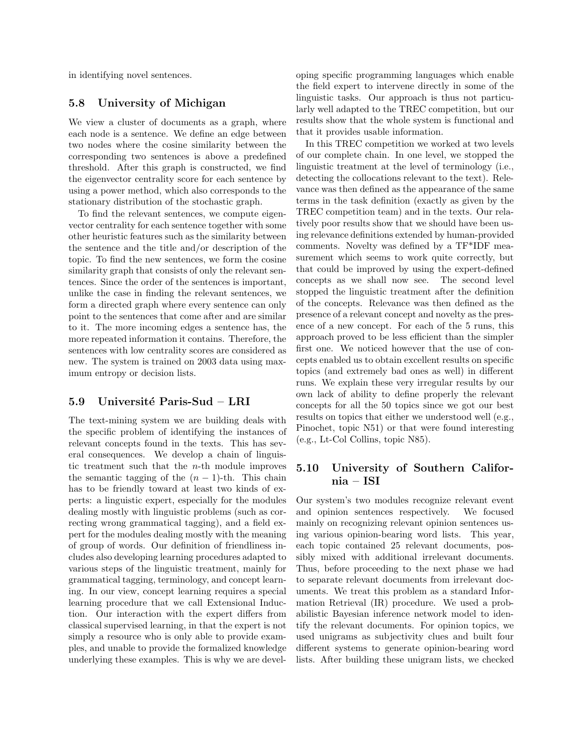in identifying novel sentences.

### 5.8 University of Michigan

We view a cluster of documents as a graph, where each node is a sentence. We define an edge between two nodes where the cosine similarity between the corresponding two sentences is above a predefined threshold. After this graph is constructed, we find the eigenvector centrality score for each sentence by using a power method, which also corresponds to the stationary distribution of the stochastic graph.

To find the relevant sentences, we compute eigenvector centrality for each sentence together with some other heuristic features such as the similarity between the sentence and the title and/or description of the topic. To find the new sentences, we form the cosine similarity graph that consists of only the relevant sentences. Since the order of the sentences is important, unlike the case in finding the relevant sentences, we form a directed graph where every sentence can only point to the sentences that come after and are similar to it. The more incoming edges a sentence has, the more repeated information it contains. Therefore, the sentences with low centrality scores are considered as new. The system is trained on 2003 data using maximum entropy or decision lists.

### 5.9 Université Paris-Sud – LRI

The text-mining system we are building deals with the specific problem of identifying the instances of relevant concepts found in the texts. This has several consequences. We develop a chain of linguistic treatment such that the $n$-th module improves the semantic tagging of the $(n-1)$-th. This chain has to be friendly toward at least two kinds of experts: a linguistic expert, especially for the modules dealing mostly with linguistic problems (such as correcting wrong grammatical tagging), and a field expert for the modules dealing mostly with the meaning of group of words. Our definition of friendliness includes also developing learning procedures adapted to various steps of the linguistic treatment, mainly for grammatical tagging, terminology, and concept learning. In our view, concept learning requires a special learning procedure that we call Extensional Induction. Our interaction with the expert differs from classical supervised learning, in that the expert is not simply a resource who is only able to provide examples, and unable to provide the formalized knowledge underlying these examples. This is why we are developing specific programming languages which enable the field expert to intervene directly in some of the linguistic tasks. Our approach is thus not particularly well adapted to the TREC competition, but our results show that the whole system is functional and that it provides usable information.

In this TREC competition we worked at two levels of our complete chain. In one level, we stopped the linguistic treatment at the level of terminology (i.e., detecting the collocations relevant to the text). Relevance was then defined as the appearance of the same terms in the task definition (exactly as given by the TREC competition team) and in the texts. Our relatively poor results show that we should have been using relevance definitions extended by human-provided comments. Novelty was defined by a TF*IDF measurement which seems to work quite correctly, but that could be improved by using the expert-defined concepts as we shall now see. The second level stopped the linguistic treatment after the definition of the concepts. Relevance was then defined as the presence of a relevant concept and novelty as the presence of a new concept. For each of the 5 runs, this approach proved to be less efficient than the simpler first one. We noticed however that the use of concepts enabled us to obtain excellent results on specific topics (and extremely bad ones as well) in different runs. We explain these very irregular results by our own lack of ability to define properly the relevant concepts for all the 50 topics since we got our best results on topics that either we understood well (e.g., Pinochet, topic N51) or that were found interesting (e.g., Lt-Col Collins, topic N85).

### 5.10 University of Southern California – ISI

Our system's two modules recognize relevant event and opinion sentences respectively. We focused mainly on recognizing relevant opinion sentences using various opinion-bearing word lists. This year, each topic contained 25 relevant documents, possibly mixed with additional irrelevant documents. Thus, before proceeding to the next phase we had to separate relevant documents from irrelevant documents. We treat this problem as a standard Information Retrieval (IR) procedure. We used a probabilistic Bayesian inference network model to identify the relevant documents. For opinion topics, we used unigrams as subjectivity clues and built four different systems to generate opinion-bearing word lists. After building these unigram lists, we checked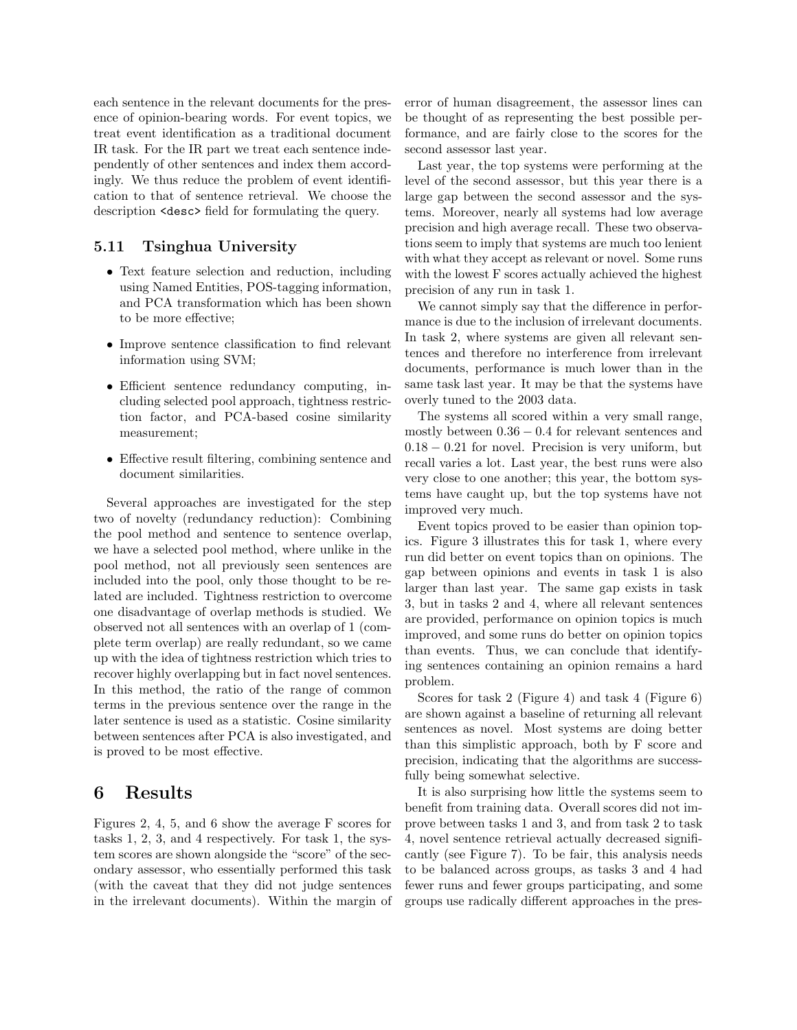each sentence in the relevant documents for the presence of opinion-bearing words. For event topics, we treat event identification as a traditional document IR task. For the IR part we treat each sentence independently of other sentences and index them accordingly. We thus reduce the problem of event identification to that of sentence retrieval. We choose the description `<desc>` field for formulating the query.

### 5.11 Tsinghua University

- Text feature selection and reduction, including using Named Entities, POS-tagging information, and PCA transformation which has been shown to be more effective;
- Improve sentence classification to find relevant information using SVM;
- Efficient sentence redundancy computing, including selected pool approach, tightness restriction factor, and PCA-based cosine similarity measurement;
- Effective result filtering, combining sentence and document similarities.

Several approaches are investigated for the step two of novelty (redundancy reduction): Combining the pool method and sentence to sentence overlap, we have a selected pool method, where unlike in the pool method, not all previously seen sentences are included into the pool, only those thought to be related are included. Tightness restriction to overcome one disadvantage of overlap methods is studied. We observed not all sentences with an overlap of 1 (complete term overlap) are really redundant, so we came up with the idea of tightness restriction which tries to recover highly overlapping but in fact novel sentences. In this method, the ratio of the range of common terms in the previous sentence over the range in the later sentence is used as a statistic. Cosine similarity between sentences after PCA is also investigated, and is proved to be most effective.

## 6 Results

Figures 2, 4, 5, and 6 show the average F scores for tasks 1, 2, 3, and 4 respectively. For task 1, the system scores are shown alongside the "score" of the secondary assessor, who essentially performed this task (with the caveat that they did not judge sentences in the irrelevant documents). Within the margin of error of human disagreement, the assessor lines can be thought of as representing the best possible performance, and are fairly close to the scores for the second assessor last year.

Last year, the top systems were performing at the level of the second assessor, but this year there is a large gap between the second assessor and the systems. Moreover, nearly all systems had low average precision and high average recall. These two observations seem to imply that systems are much too lenient with what they accept as relevant or novel. Some runs with the lowest F scores actually achieved the highest precision of any run in task 1.

We cannot simply say that the difference in performance is due to the inclusion of irrelevant documents. In task 2, where systems are given all relevant sentences and therefore no interference from irrelevant documents, performance is much lower than in the same task last year. It may be that the systems have overly tuned to the 2003 data.

The systems all scored within a very small range, mostly between $0.36 - 0.4$ for relevant sentences and $0.18 - 0.21$ for novel. Precision is very uniform, but recall varies a lot. Last year, the best runs were also very close to one another; this year, the bottom systems have caught up, but the top systems have not improved very much.

Event topics proved to be easier than opinion topics. Figure 3 illustrates this for task 1, where every run did better on event topics than on opinions. The gap between opinions and events in task 1 is also larger than last year. The same gap exists in task 3, but in tasks 2 and 4, where all relevant sentences are provided, performance on opinion topics is much improved, and some runs do better on opinion topics than events. Thus, we can conclude that identifying sentences containing an opinion remains a hard problem.

Scores for task 2 (Figure 4) and task 4 (Figure 6) are shown against a baseline of returning all relevant sentences as novel. Most systems are doing better than this simplistic approach, both by F score and precision, indicating that the algorithms are successfully being somewhat selective.

It is also surprising how little the systems seem to benefit from training data. Overall scores did not improve between tasks 1 and 3, and from task 2 to task 4, novel sentence retrieval actually decreased significantly (see Figure 7). To be fair, this analysis needs to be balanced across groups, as tasks 3 and 4 had fewer runs and fewer groups participating, and some groups use radically different approaches in the pres-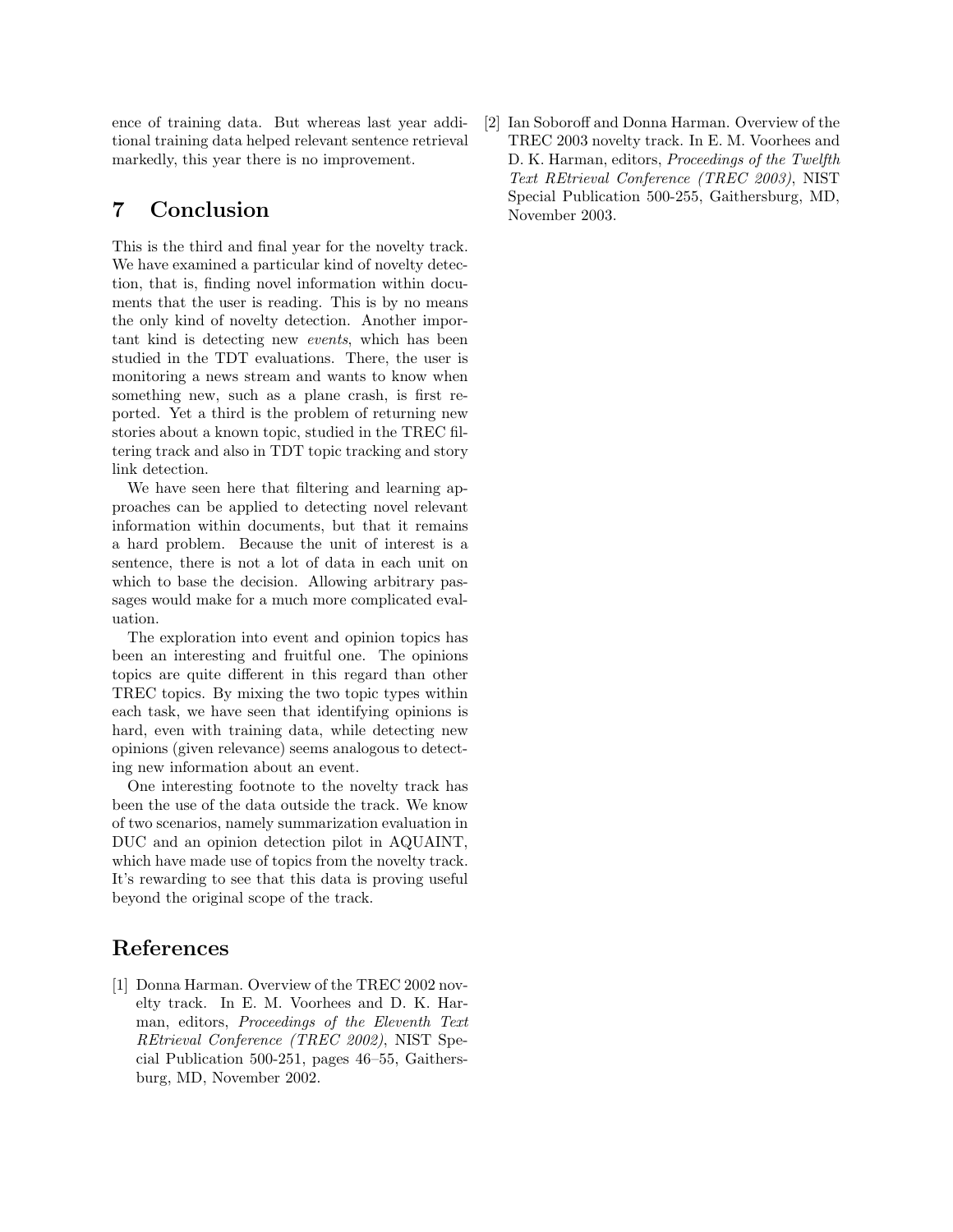ence of training data. But whereas last year additional training data helped relevant sentence retrieval markedly, this year there is no improvement.

## 7 Conclusion

This is the third and final year for the novelty track. We have examined a particular kind of novelty detection, that is, finding novel information within documents that the user is reading. This is by no means the only kind of novelty detection. Another important kind is detecting new *events*, which has been studied in the TDT evaluations. There, the user is monitoring a news stream and wants to know when something new, such as a plane crash, is first reported. Yet a third is the problem of returning new stories about a known topic, studied in the TREC filtering track and also in TDT topic tracking and story link detection.

We have seen here that filtering and learning approaches can be applied to detecting novel relevant information within documents, but that it remains a hard problem. Because the unit of interest is a sentence, there is not a lot of data in each unit on which to base the decision. Allowing arbitrary passages would make for a much more complicated evaluation.

The exploration into event and opinion topics has been an interesting and fruitful one. The opinions topics are quite different in this regard than other TREC topics. By mixing the two topic types within each task, we have seen that identifying opinions is hard, even with training data, while detecting new opinions (given relevance) seems analogous to detecting new information about an event.

One interesting footnote to the novelty track has been the use of the data outside the track. We know of two scenarios, namely summarization evaluation in DUC and an opinion detection pilot in AQUAINT, which have made use of topics from the novelty track. It's rewarding to see that this data is proving useful beyond the original scope of the track.

## References

[1] Donna Harman. Overview of the TREC 2002 novelty track. In E. M. Voorhees and D. K. Harman, editors, *Proceedings of the Eleventh Text REtrieval Conference (TREC 2002)*, NIST Special Publication 500-251, pages 46–55, Gaithersburg, MD, November 2002.

[2] Ian Soboroff and Donna Harman. Overview of the TREC 2003 novelty track. In E. M. Voorhees and D. K. Harman, editors, *Proceedings of the Twelfth Text REtrieval Conference (TREC 2003)*, NIST Special Publication 500-255, Gaithersburg, MD, November 2003.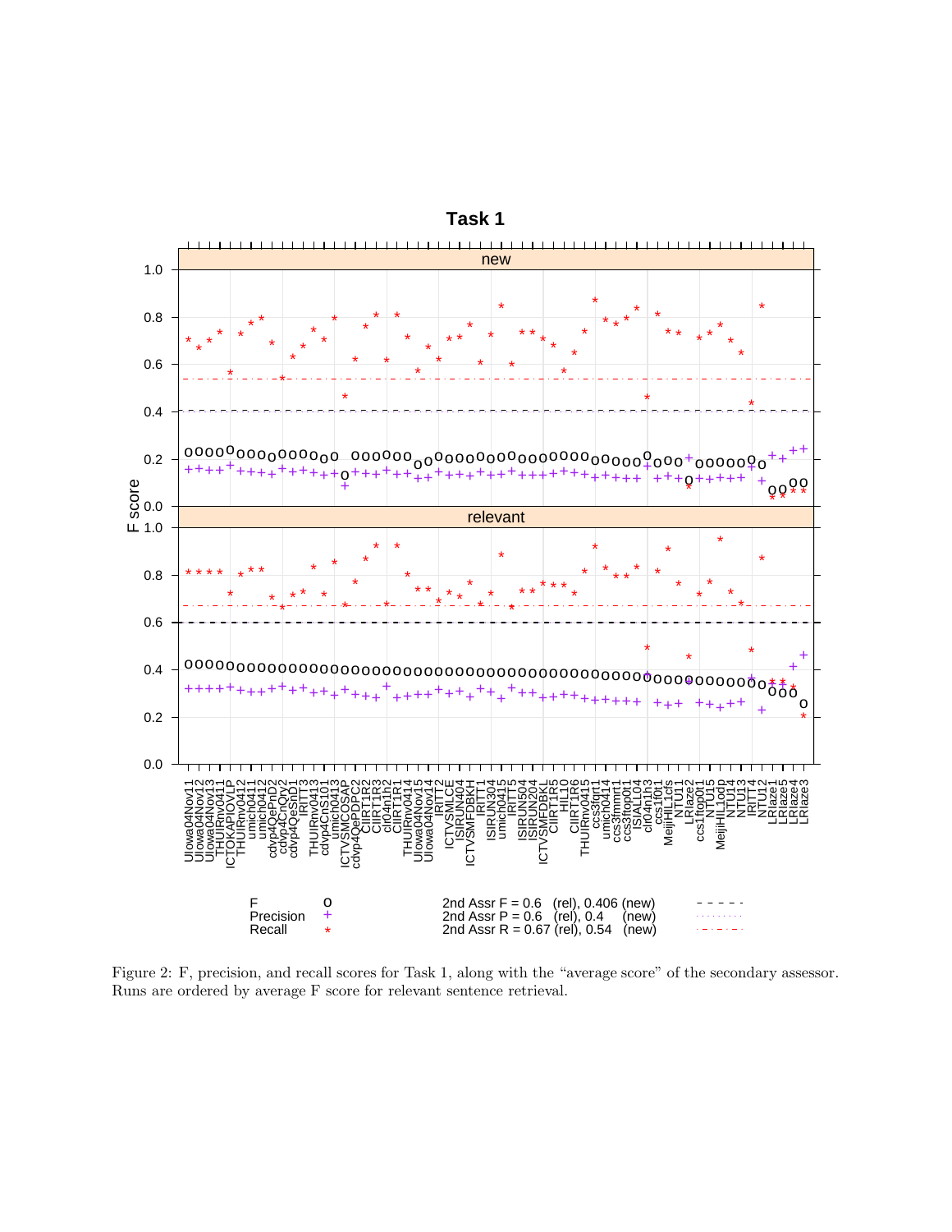Figure 2: F, precision, and recall scores for Task 1, along with the "average score" of the secondary assessor. Runs are ordered by average F score for relevant sentence retrieval.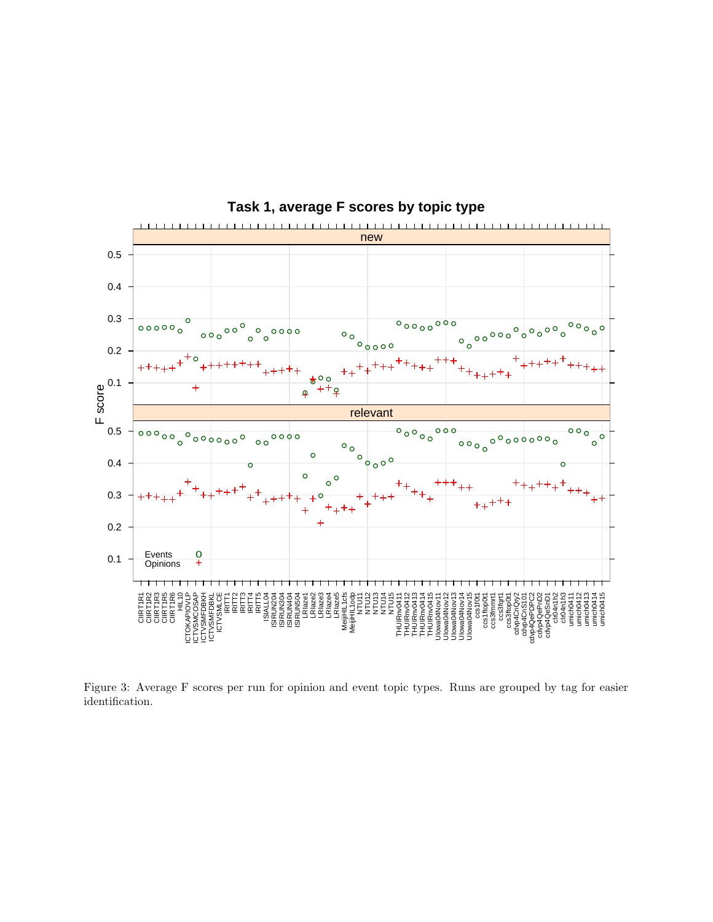Figure 3: Average F scores per run for opinion and event topic types. Runs are grouped by tag for easier identification.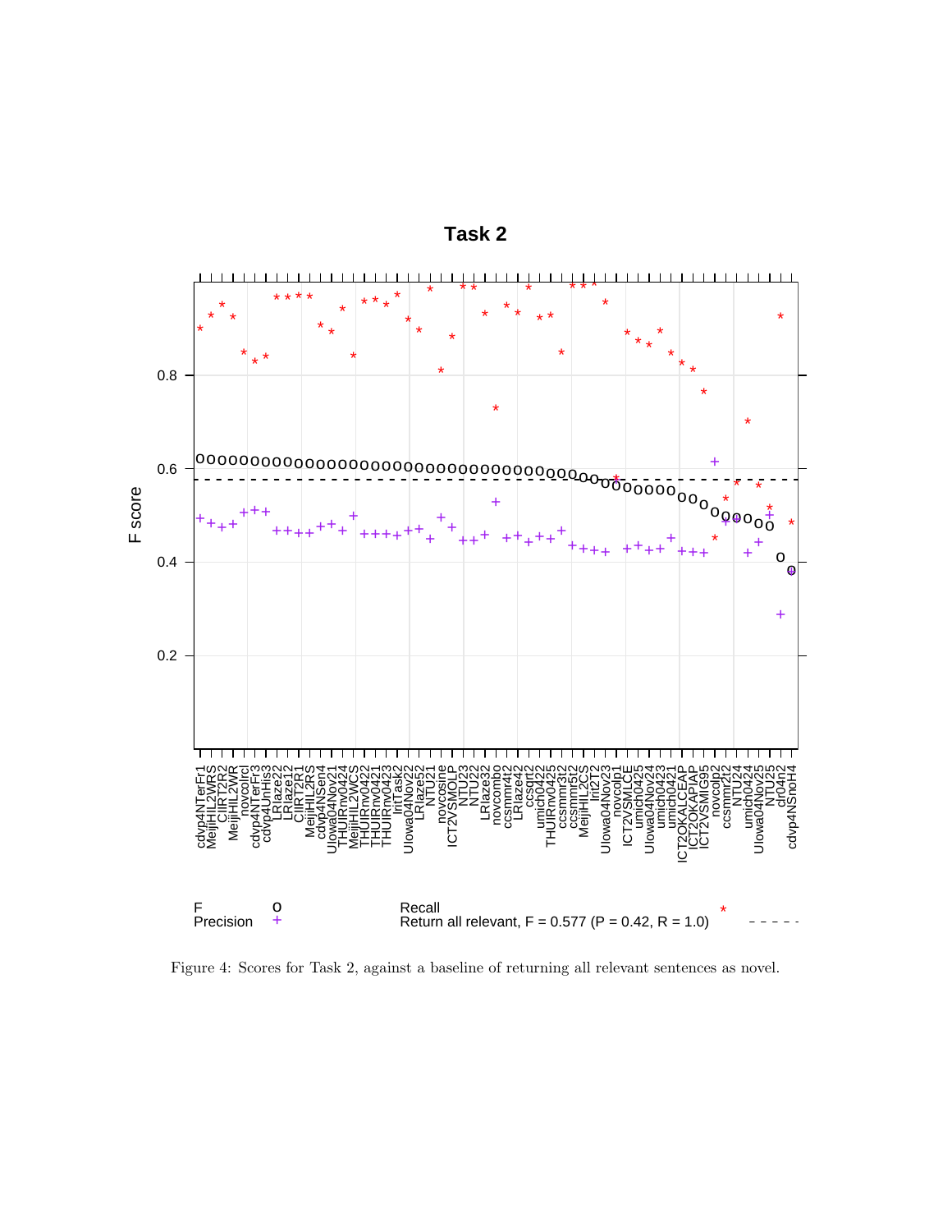Figure 4: Scores for Task 2, against a baseline of returning all relevant sentences as novel.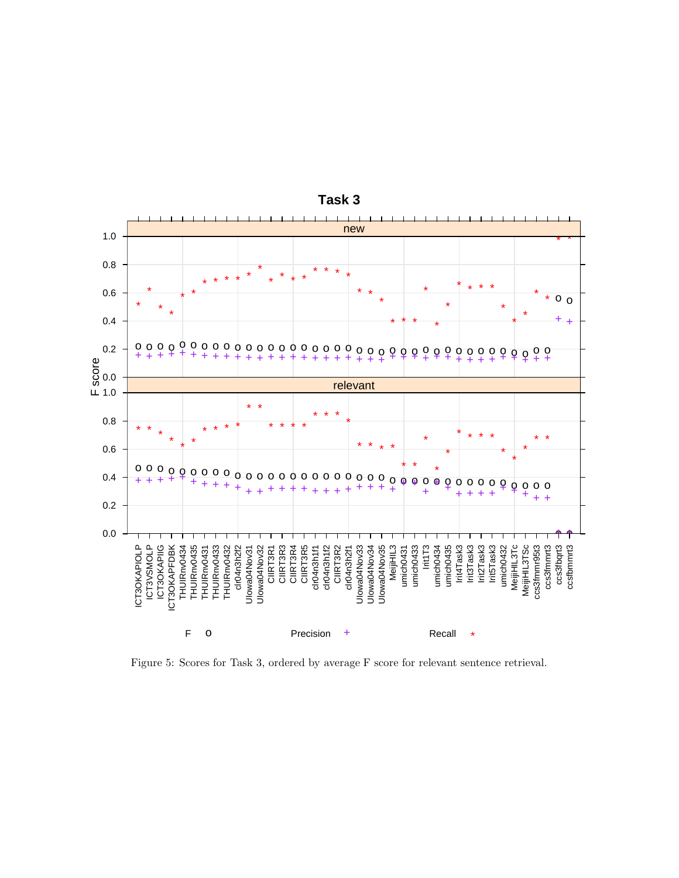Figure 5: Scores for Task 3, ordered by average F score for relevant sentence retrieval.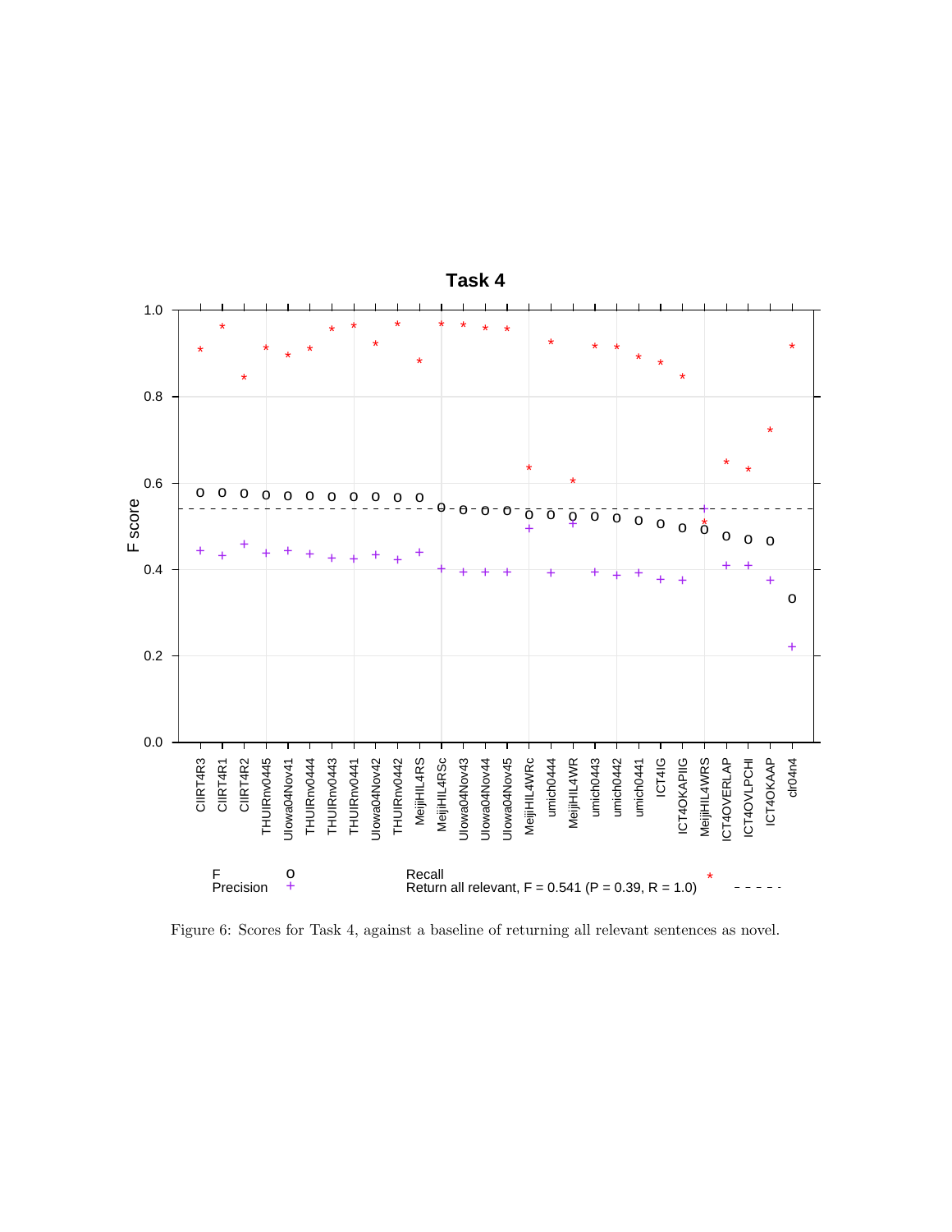Figure 6: Scores for Task 4, against a baseline of returning all relevant sentences as novel.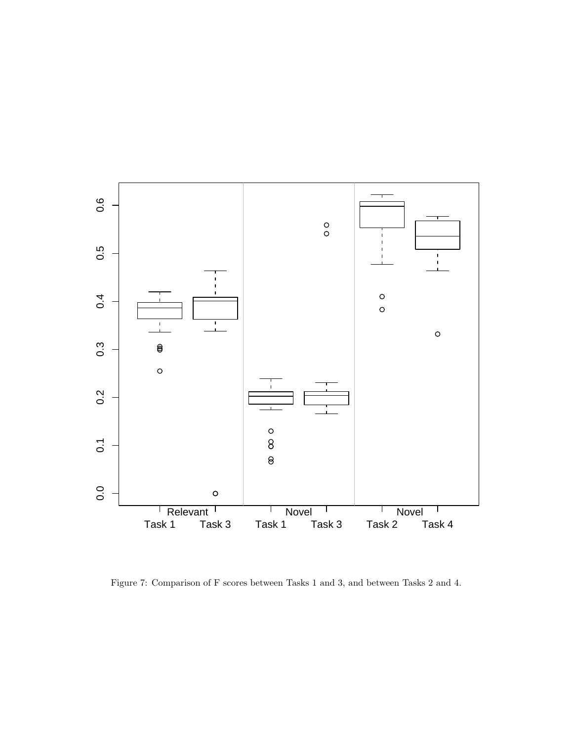0.0
0.1
0.2
0.3
0.4
0.5
0.6

Relevant
Task 1
Task 3

Novel
Task 1
Task 3

Novel
Task 2
Task 4

Figure 7: Comparison of F scores between Tasks 1 and 3, and between Tasks 2 and 4.